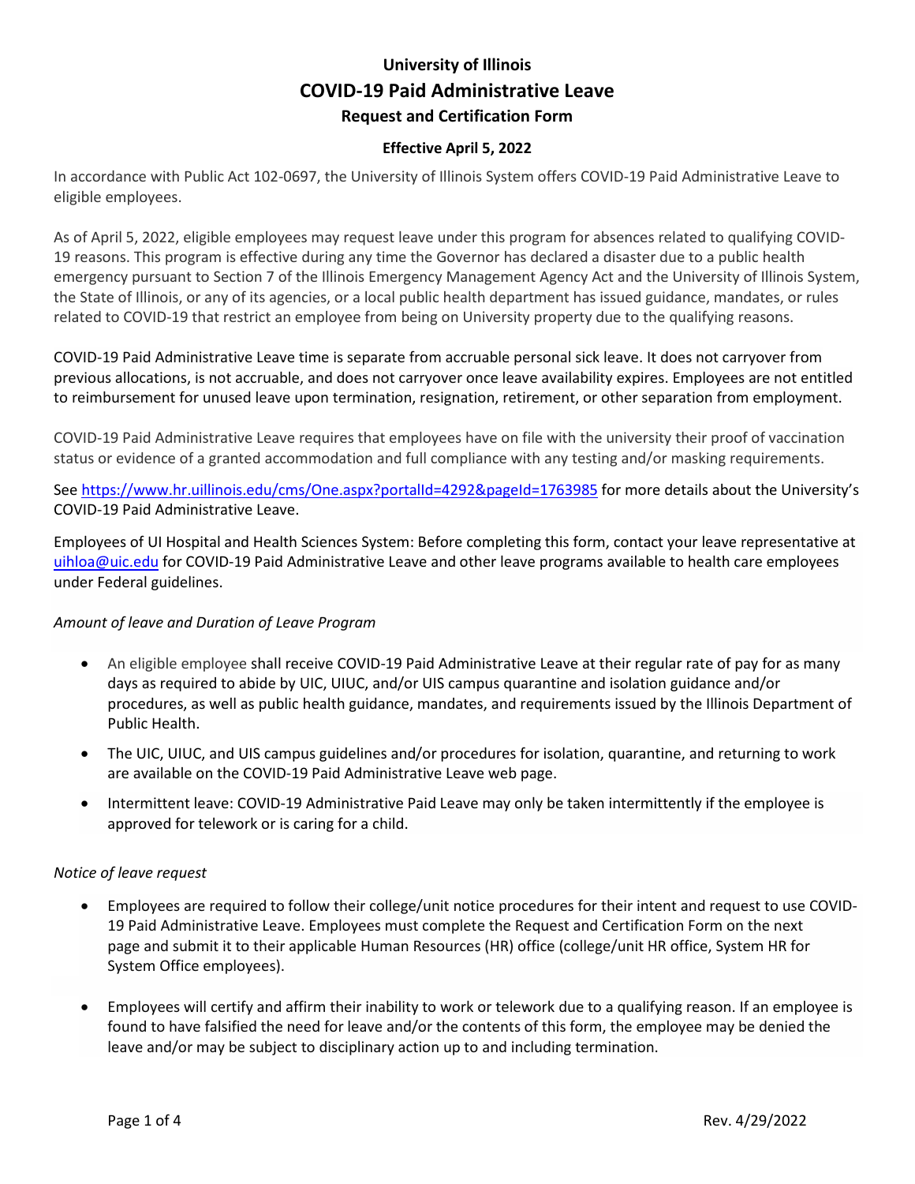# University of Illinois

## COVID-19 Paid Administrative Leave

### Request and Certification Form

**Effective April 5, 2022**

In accordance with Public Act 102-0697, the University of Illinois System offers COVID-19 Paid Administrative Leave to eligible employees.

As of April 5, 2022, eligible employees may request leave under this program for absences related to qualifying COVID-19 reasons. This program is effective during any time the Governor has declared a disaster due to a public health emergency pursuant to Section 7 of the Illinois Emergency Management Agency Act and the University of Illinois System, the State of Illinois, or any of its agencies, or a local public health department has issued guidance, mandates, or rules related to COVID-19 that restrict an employee from being on University property due to the qualifying reasons.

COVID-19 Paid Administrative Leave time is separate from accruable personal sick leave. It does not carryover from previous allocations, is not accruable, and does not carryover once leave availability expires. Employees are not entitled to reimbursement for unused leave upon termination, resignation, retirement, or other separation from employment.

COVID-19 Paid Administrative Leave requires that employees have on file with the university their proof of vaccination status or evidence of a granted accommodation and full compliance with any testing and/or masking requirements.

See [https://www.hr.uillinois.edu/cms/One.aspx?portalId=4292&pageId=1763985](https://www.hr.uillinois.edu/cms/One.aspx?portalId=4292&pageId=1763985) for more details about the University's COVID-19 Paid Administrative Leave.

Employees of UI Hospital and Health Sciences System: Before completing this form, contact your leave representative at [uihloa@uic.edu](mailto:uihloa@uic.edu) for COVID-19 Paid Administrative Leave and other leave programs available to health care employees under Federal guidelines.

*Amount of leave and Duration of Leave Program*

- An eligible employee shall receive COVID-19 Paid Administrative Leave at their regular rate of pay for as many days as required to abide by UIC, UIUC, and/or UIS campus quarantine and isolation guidance and/or procedures, as well as public health guidance, mandates, and requirements issued by the Illinois Department of Public Health.
- The UIC, UIUC, and UIS campus guidelines and/or procedures for isolation, quarantine, and returning to work are available on the COVID-19 Paid Administrative Leave web page.
- Intermittent leave: COVID-19 Administrative Paid Leave may only be taken intermittently if the employee is approved for telework or is caring for a child.

*Notice of leave request*

- Employees are required to follow their college/unit notice procedures for their intent and request to use COVID-19 Paid Administrative Leave. Employees must complete the Request and Certification Form on the next page and submit it to their applicable Human Resources (HR) office (college/unit HR office, System HR for System Office employees).
- Employees will certify and affirm their inability to work or telework due to a qualifying reason. If an employee is found to have falsified the need for leave and/or the contents of this form, the employee may be denied the leave and/or may be subject to disciplinary action up to and including termination.

Rev. 4/29/2022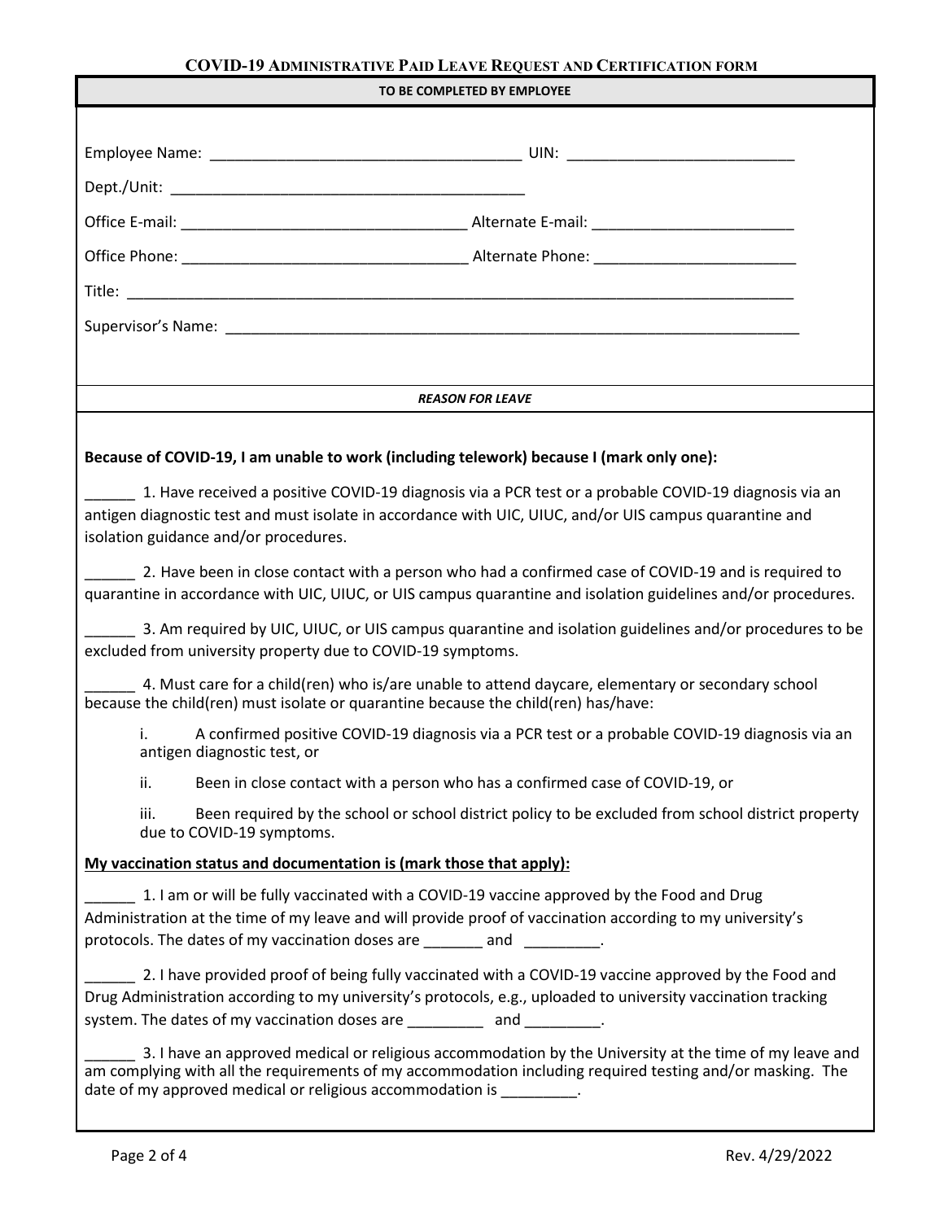# COVID-19 ADMINISTRATIVE PAID LEAVE REQUEST AND CERTIFICATION FORM

**TO BE COMPLETED BY EMPLOYEE**

Employee Name: _____________________________________ UIN: ___________________________

Dept./Unit: ___________________________________________

Office E-mail: _________________________________ Alternate E-mail: ________________________

Office Phone: _________________________________ Alternate Phone: ________________________

Title: _____________________________________________________________________________

Supervisor's Name: ____________________________________________________________________

***REASON FOR LEAVE***

**Because of COVID-19, I am unable to work (including telework) because I (mark only one):**

______ 1. Have received a positive COVID-19 diagnosis via a PCR test or a probable COVID-19 diagnosis via an antigen diagnostic test and must isolate in accordance with UIC, UIUC, and/or UIS campus quarantine and isolation guidance and/or procedures.

______ 2. Have been in close contact with a person who had a confirmed case of COVID-19 and is required to quarantine in accordance with UIC, UIUC, or UIS campus quarantine and isolation guidelines and/or procedures.

______ 3. Am required by UIC, UIUC, or UIS campus quarantine and isolation guidelines and/or procedures to be excluded from university property due to COVID-19 symptoms.

______ 4. Must care for a child(ren) who is/are unable to attend daycare, elementary or secondary school because the child(ren) must isolate or quarantine because the child(ren) has/have:

i. A confirmed positive COVID-19 diagnosis via a PCR test or a probable COVID-19 diagnosis via an antigen diagnostic test, or

ii. Been in close contact with a person who has a confirmed case of COVID-19, or

iii. Been required by the school or school district policy to be excluded from school district property due to COVID-19 symptoms.

**<u>My vaccination status and documentation is (mark those that apply):</u>**

______ 1. I am or will be fully vaccinated with a COVID-19 vaccine approved by the Food and Drug Administration at the time of my leave and will provide proof of vaccination according to my university's protocols. The dates of my vaccination doses are _______ and _________.

______ 2. I have provided proof of being fully vaccinated with a COVID-19 vaccine approved by the Food and Drug Administration according to my university's protocols, e.g., uploaded to university vaccination tracking system. The dates of my vaccination doses are _________ and _________.

______ 3. I have an approved medical or religious accommodation by the University at the time of my leave and am complying with all the requirements of my accommodation including required testing and/or masking. The date of my approved medical or religious accommodation is _________.

Rev. 4/29/2022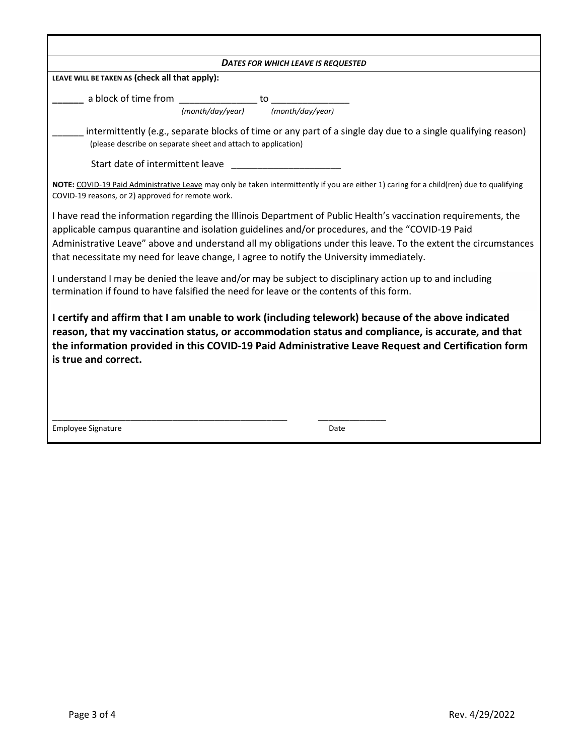***DATES FOR WHICH LEAVE IS REQUESTED***

**LEAVE WILL BE TAKEN AS (check all that apply):**

______ a block of time from _______________ to _______________
*(month/day/year)* *(month/day/year)*

______ intermittently (e.g., separate blocks of time or any part of a single day due to a single qualifying reason)
(please describe on separate sheet and attach to application)

Start date of intermittent leave _____________________

**NOTE:** COVID-19 Paid Administrative Leave may only be taken intermittently if you are either 1) caring for a child(ren) due to qualifying COVID-19 reasons, or 2) approved for remote work.

I have read the information regarding the Illinois Department of Public Health's vaccination requirements, the applicable campus quarantine and isolation guidelines and/or procedures, and the "COVID-19 Paid Administrative Leave" above and understand all my obligations under this leave. To the extent the circumstances that necessitate my need for leave change, I agree to notify the University immediately.

I understand I may be denied the leave and/or may be subject to disciplinary action up to and including termination if found to have falsified the need for leave or the contents of this form.

**I certify and affirm that I am unable to work (including telework) because of the above indicated reason, that my vaccination status, or accommodation status and compliance, is accurate, and that the information provided in this COVID-19 Paid Administrative Leave Request and Certification form is true and correct.**

_________________________________________________ ______________
Employee Signature Date

Rev. 4/29/2022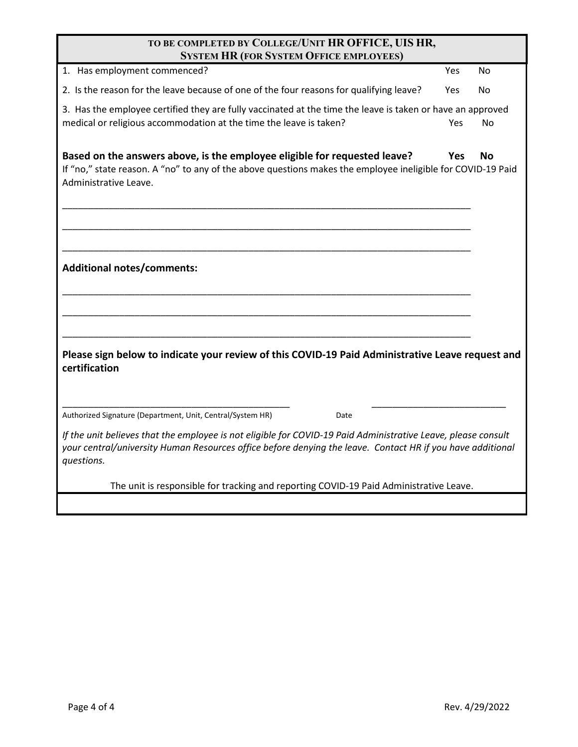**TO BE COMPLETED BY COLLEGE/UNIT HR OFFICE, UIS HR, SYSTEM HR (FOR SYSTEM OFFICE EMPLOYEES)**

1. Has employment commenced? Yes No
2. Is the reason for the leave because of one of the four reasons for qualifying leave? Yes No
3. Has the employee certified they are fully vaccinated at the time the leave is taken or have an approved medical or religious accommodation at the time the leave is taken? Yes No

**Based on the answers above, is the employee eligible for requested leave? Yes No**

If "no," state reason. A "no" to any of the above questions makes the employee ineligible for COVID-19 Paid Administrative Leave.

\_\_\_\_\_\_\_\_\_\_\_\_\_\_\_\_\_\_\_\_\_\_\_\_\_\_\_\_\_\_\_\_\_\_\_\_\_\_\_\_\_\_\_\_\_\_\_\_\_\_\_\_\_\_\_\_\_\_\_\_\_\_\_\_\_\_\_\_\_\_\_\_\_\_\_\_

\_\_\_\_\_\_\_\_\_\_\_\_\_\_\_\_\_\_\_\_\_\_\_\_\_\_\_\_\_\_\_\_\_\_\_\_\_\_\_\_\_\_\_\_\_\_\_\_\_\_\_\_\_\_\_\_\_\_\_\_\_\_\_\_\_\_\_\_\_\_\_\_\_\_\_\_

\_\_\_\_\_\_\_\_\_\_\_\_\_\_\_\_\_\_\_\_\_\_\_\_\_\_\_\_\_\_\_\_\_\_\_\_\_\_\_\_\_\_\_\_\_\_\_\_\_\_\_\_\_\_\_\_\_\_\_\_\_\_\_\_\_\_\_\_\_\_\_\_\_\_\_\_

**Additional notes/comments:**

\_\_\_\_\_\_\_\_\_\_\_\_\_\_\_\_\_\_\_\_\_\_\_\_\_\_\_\_\_\_\_\_\_\_\_\_\_\_\_\_\_\_\_\_\_\_\_\_\_\_\_\_\_\_\_\_\_\_\_\_\_\_\_\_\_\_\_\_\_\_\_\_\_\_\_\_

\_\_\_\_\_\_\_\_\_\_\_\_\_\_\_\_\_\_\_\_\_\_\_\_\_\_\_\_\_\_\_\_\_\_\_\_\_\_\_\_\_\_\_\_\_\_\_\_\_\_\_\_\_\_\_\_\_\_\_\_\_\_\_\_\_\_\_\_\_\_\_\_\_\_\_\_

\_\_\_\_\_\_\_\_\_\_\_\_\_\_\_\_\_\_\_\_\_\_\_\_\_\_\_\_\_\_\_\_\_\_\_\_\_\_\_\_\_\_\_\_\_\_\_\_\_\_\_\_\_\_\_\_\_\_\_\_\_\_\_\_\_\_\_\_\_\_\_\_\_\_\_\_

**Please sign below to indicate your review of this COVID-19 Paid Administrative Leave request and certification**

\_\_\_\_\_\_\_\_\_\_\_\_\_\_\_\_\_\_\_\_\_\_\_\_\_\_\_\_\_\_\_\_\_\_\_\_\_\_\_\_\_\_ \_\_\_\_\_\_\_\_\_\_\_\_\_\_\_\_\_\_\_\_\_\_\_\_\_\_

Authorized Signature (Department, Unit, Central/System HR) Date

*If the unit believes that the employee is not eligible for COVID-19 Paid Administrative Leave, please consult your central/university Human Resources office before denying the leave. Contact HR if you have additional questions.*

The unit is responsible for tracking and reporting COVID-19 Paid Administrative Leave.

Rev. 4/29/2022